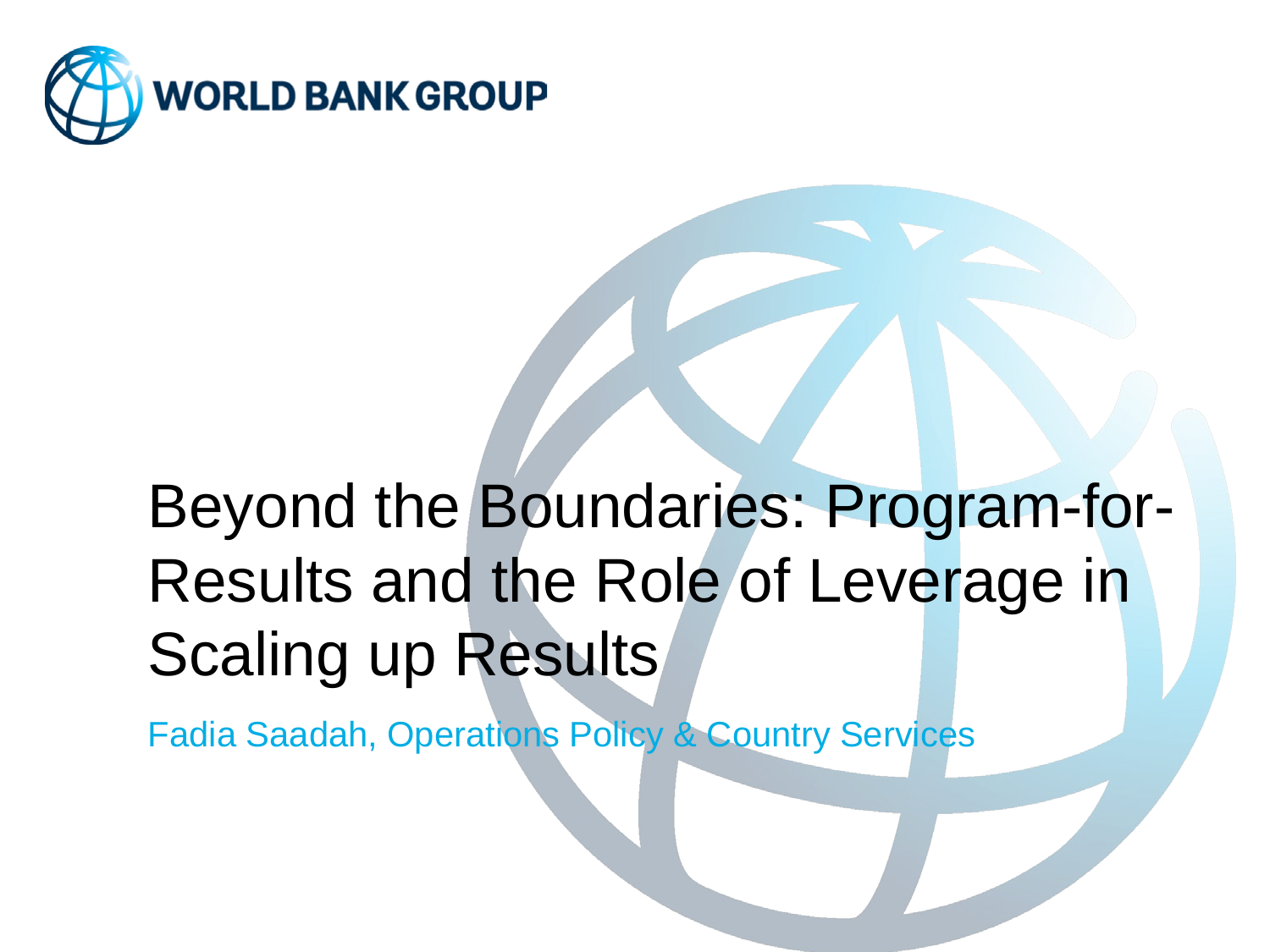WORLD BANK GROUP

# Beyond the Boundaries: Program-for-Results and the Role of Leverage in Scaling up Results

Fadia Saadah, Operations Policy & Country Services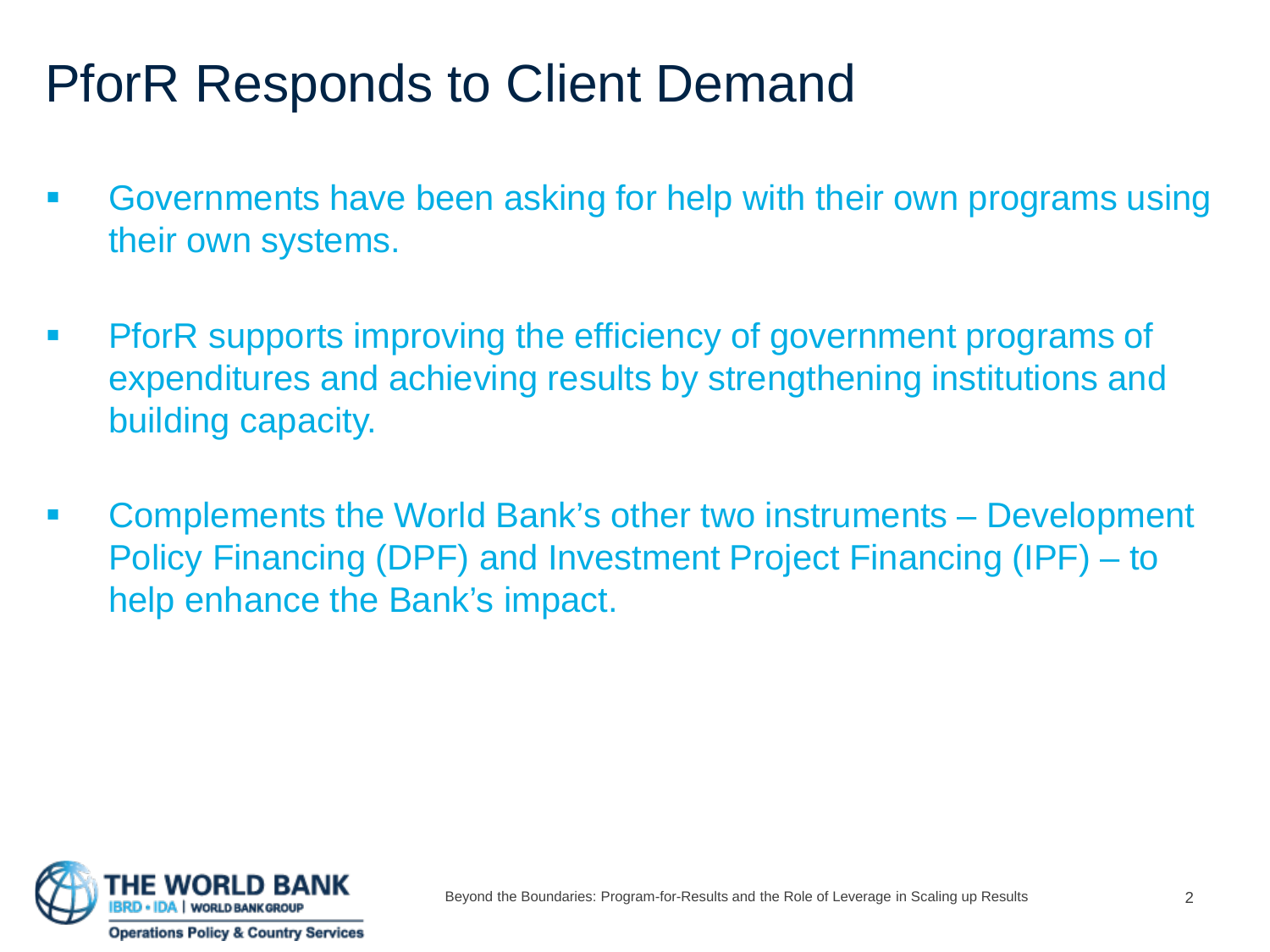# PforR Responds to Client Demand

- Governments have been asking for help with their own programs using their own systems.
- PforR supports improving the efficiency of government programs of expenditures and achieving results by strengthening institutions and building capacity.
- Complements the World Bank's other two instruments – Development Policy Financing (DPF) and Investment Project Financing (IPF) – to help enhance the Bank's impact.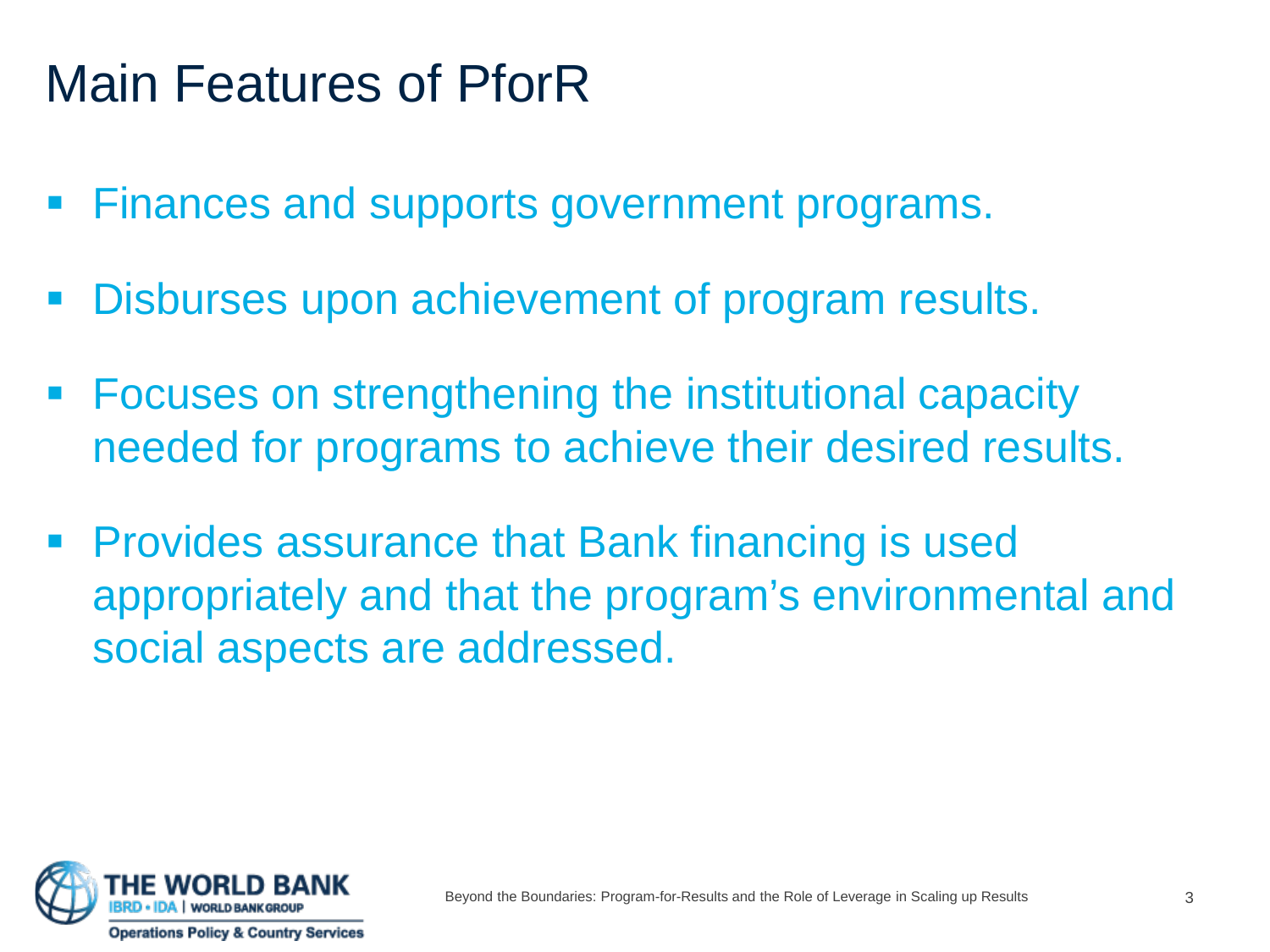# Main Features of PforR

- Finances and supports government programs.
- Disburses upon achievement of program results.
- Focuses on strengthening the institutional capacity needed for programs to achieve their desired results.
- Provides assurance that Bank financing is used appropriately and that the program's environmental and social aspects are addressed.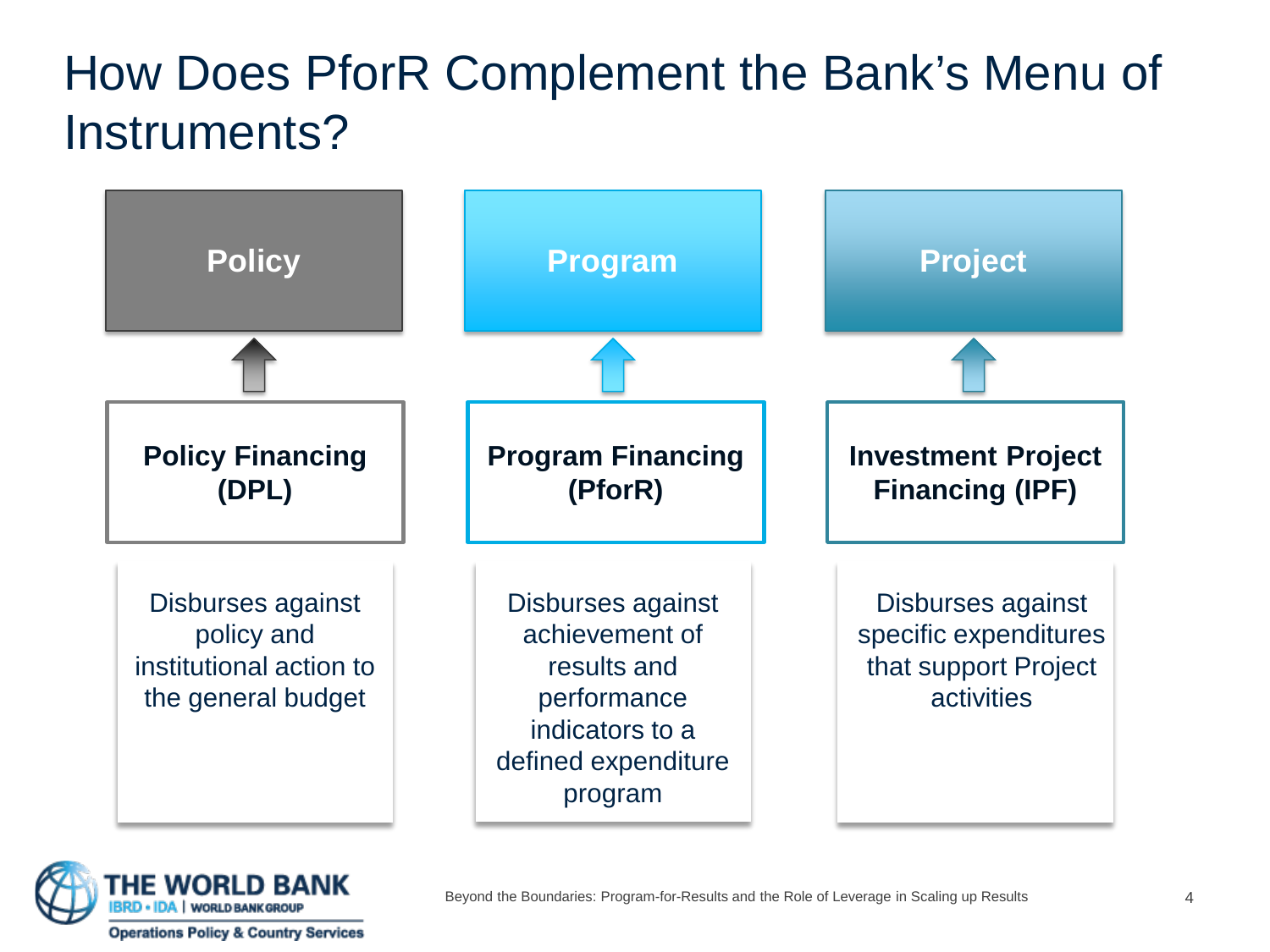# How Does PforR Complement the Bank's Menu of Instruments?

| Policy | Program | Project |
|---|---|---|
| **Policy Financing (DPL)** | **Program Financing (PforR)** | **Investment Project Financing (IPF)** |
| Disburses against policy and institutional action to the general budget | Disburses against achievement of results and performance indicators to a defined expenditure program | Disburses against specific expenditures that support Project activities |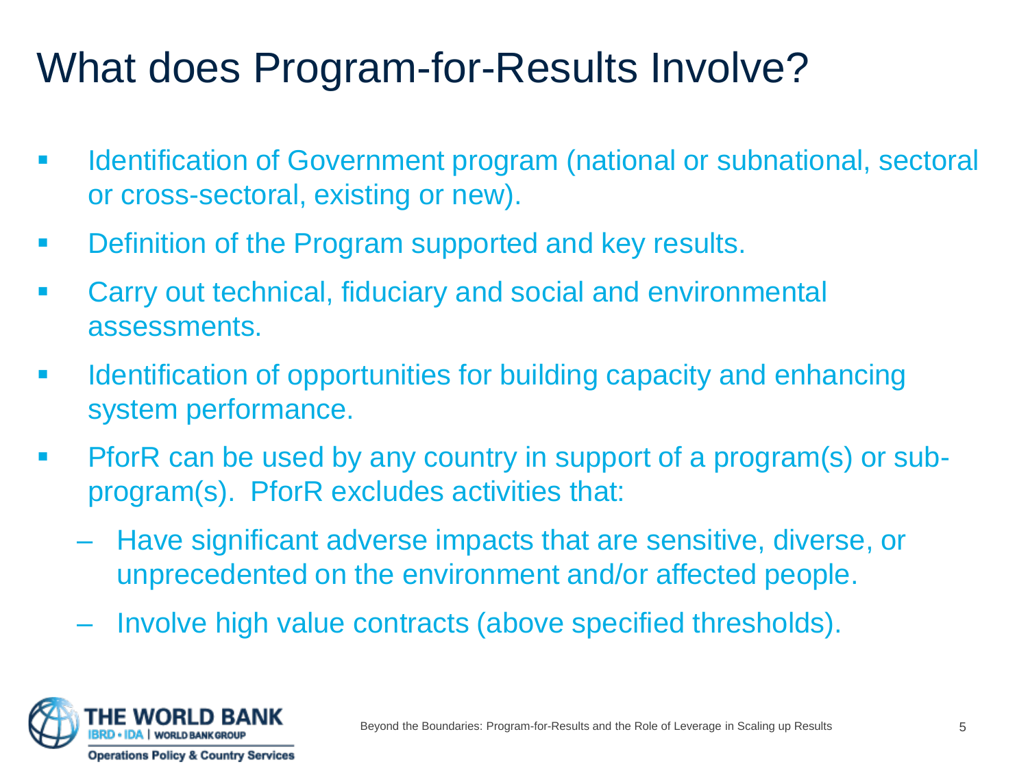# What does Program-for-Results Involve?

- Identification of Government program (national or subnational, sectoral or cross-sectoral, existing or new).
- Definition of the Program supported and key results.
- Carry out technical, fiduciary and social and environmental assessments.
- Identification of opportunities for building capacity and enhancing system performance.
- PforR can be used by any country in support of a program(s) or sub-program(s). PforR excludes activities that:
  - Have significant adverse impacts that are sensitive, diverse, or unprecedented on the environment and/or affected people.
  - Involve high value contracts (above specified thresholds).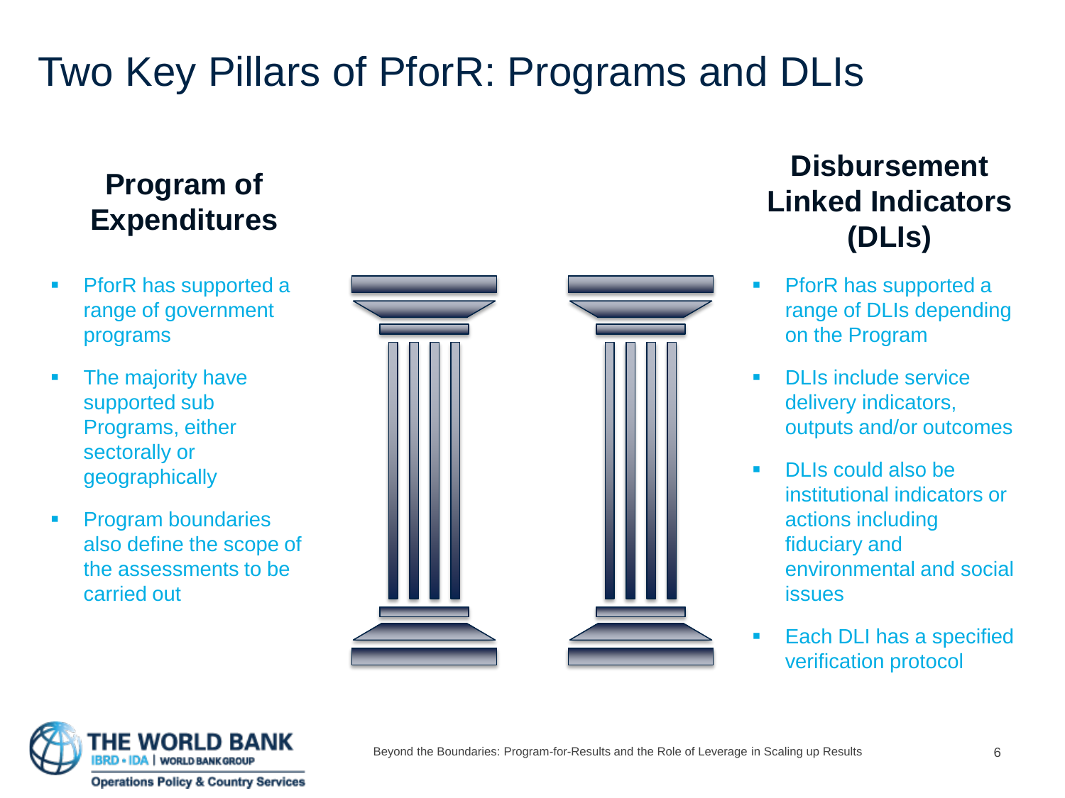# Two Key Pillars of PforR: Programs and DLIs

## Program of Expenditures

- PforR has supported a range of government programs
- The majority have supported sub Programs, either sectorally or geographically
- Program boundaries also define the scope of the assessments to be carried out

## Disbursement Linked Indicators (DLIs)

- PforR has supported a range of DLIs depending on the Program
- DLIs include service delivery indicators, outputs and/or outcomes
- DLIs could also be institutional indicators or actions including fiduciary and environmental and social issues
- Each DLI has a specified verification protocol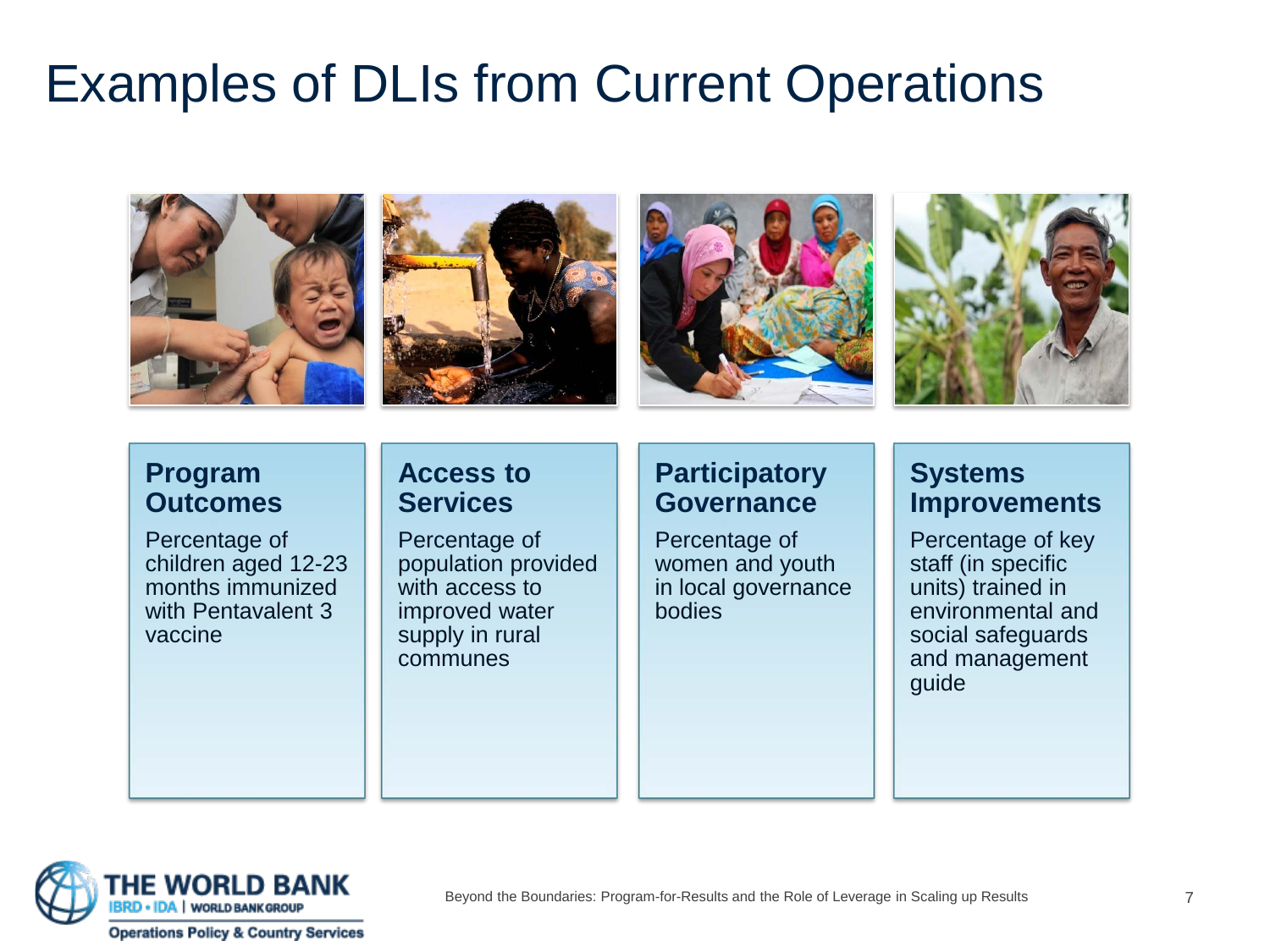# Examples of DLIs from Current Operations

### Program Outcomes

Percentage of children aged 12-23 months immunized with Pentavalent 3 vaccine

### Access to Services

Percentage of population provided with access to improved water supply in rural communes

### Participatory Governance

Percentage of women and youth in local governance bodies

### Systems Improvements

Percentage of key staff (in specific units) trained in environmental and social safeguards and management guide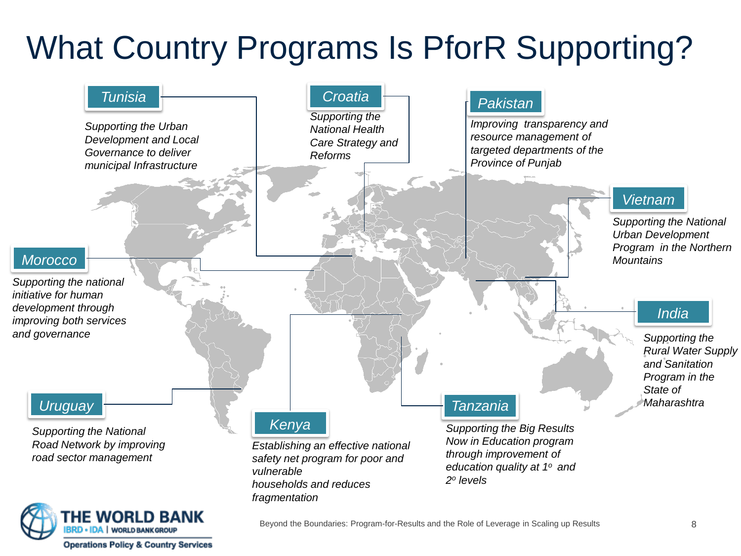# What Country Programs Is PforR Supporting?

### *Tunisia*

*Supporting the Urban Development and Local Governance to deliver municipal Infrastructure*

### *Croatia*

*Supporting the National Health Care Strategy and Reforms*

### *Pakistan*

*Improving transparency and resource management of targeted departments of the Province of Punjab*

### *Vietnam*

*Supporting the National Urban Development Program in the Northern Mountains*

### *Morocco*

*Supporting the national initiative for human development through improving both services and governance*

### *India*

*Supporting the Rural Water Supply and Sanitation Program in the State of Maharashtra*

### *Uruguay*

*Supporting the National Road Network by improving road sector management*

### *Kenya*

*Establishing an effective national safety net program for poor and vulnerable households and reduces fragmentation*

### *Tanzania*

*Supporting the Big Results Now in Education program through improvement of education quality at 1º and 2º levels*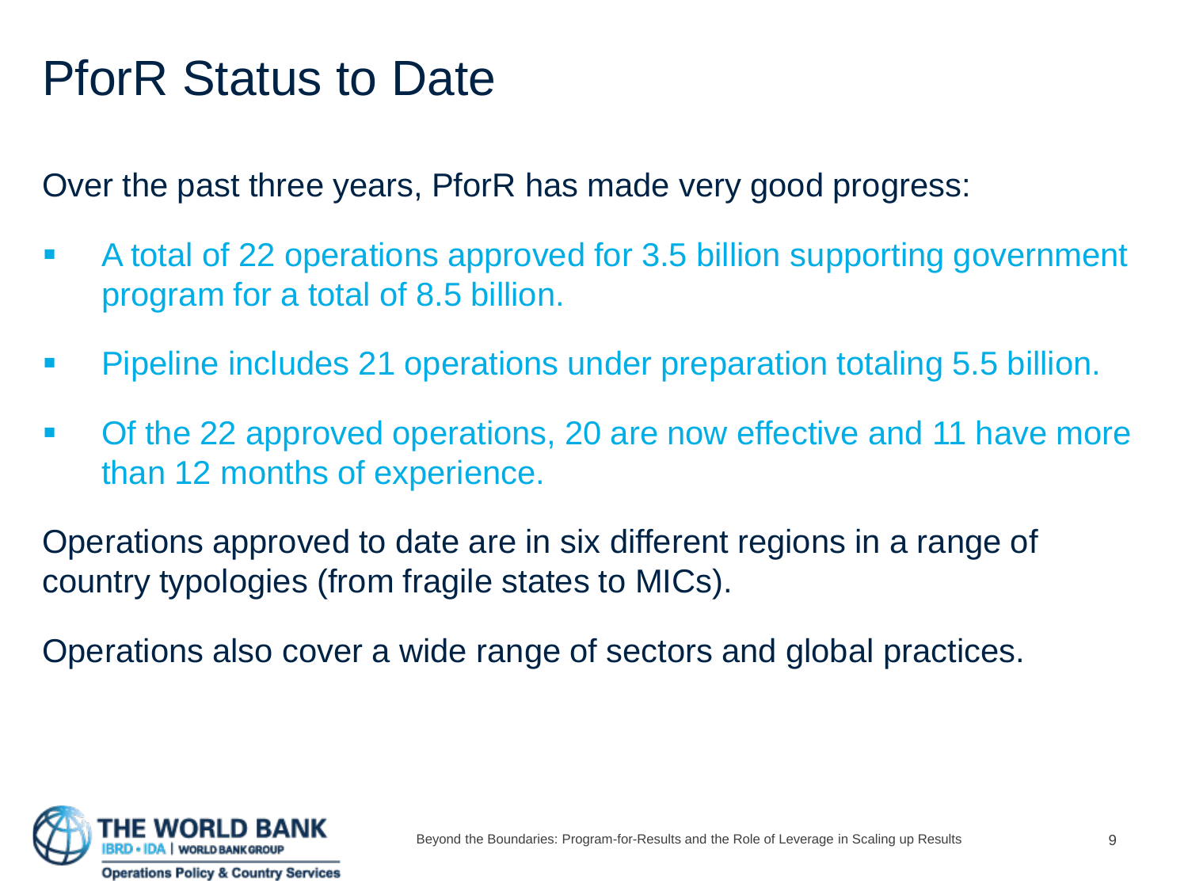# PforR Status to Date

Over the past three years, PforR has made very good progress:

- A total of 22 operations approved for 3.5 billion supporting government program for a total of 8.5 billion.
- Pipeline includes 21 operations under preparation totaling 5.5 billion.
- Of the 22 approved operations, 20 are now effective and 11 have more than 12 months of experience.

Operations approved to date are in six different regions in a range of country typologies (from fragile states to MICs).

Operations also cover a wide range of sectors and global practices.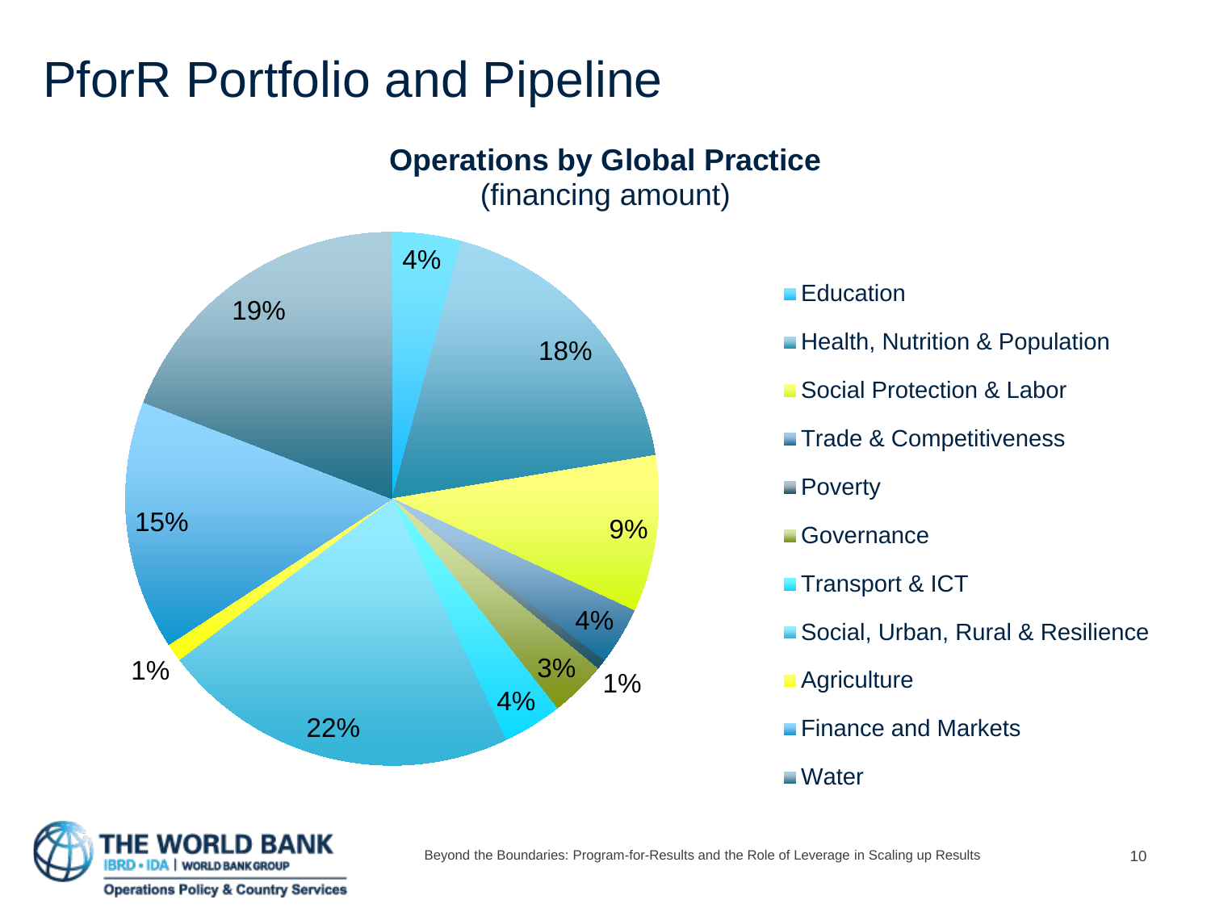# PforR Portfolio and Pipeline

**Operations by Global Practice**
(financing amount)

| Global Practice | Share |
| --- | --- |
| Education | 4% |
| Health, Nutrition & Population | 18% |
| Social Protection & Labor | 9% |
| Trade & Competitiveness | 4% |
| Poverty | 1% |
| Governance | 3% |
| Transport & ICT | 4% |
| Social, Urban, Rural & Resilience | 22% |
| Agriculture | 1% |
| Finance and Markets | 15% |
| Water | 19% |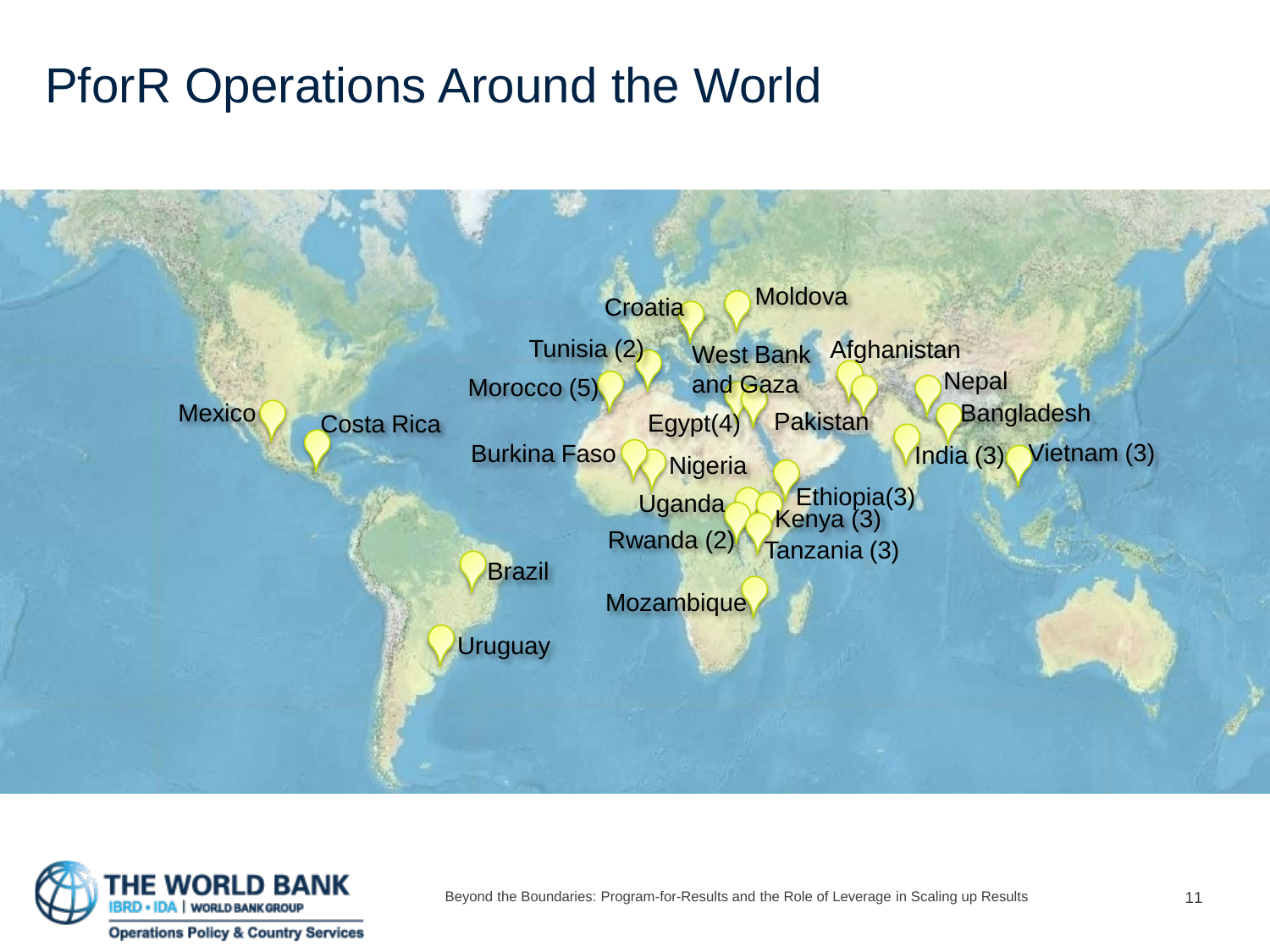# PforR Operations Around the World

Croatia, Moldova, Tunisia (2), West Bank and Gaza, Afghanistan, Morocco (5), Nepal, Mexico, Costa Rica, Egypt(4), Pakistan, Bangladesh, Burkina Faso, Nigeria, India (3), Vietnam (3), Ethiopia(3), Uganda, Kenya (3), Rwanda (2), Tanzania (3), Brazil, Mozambique, Uruguay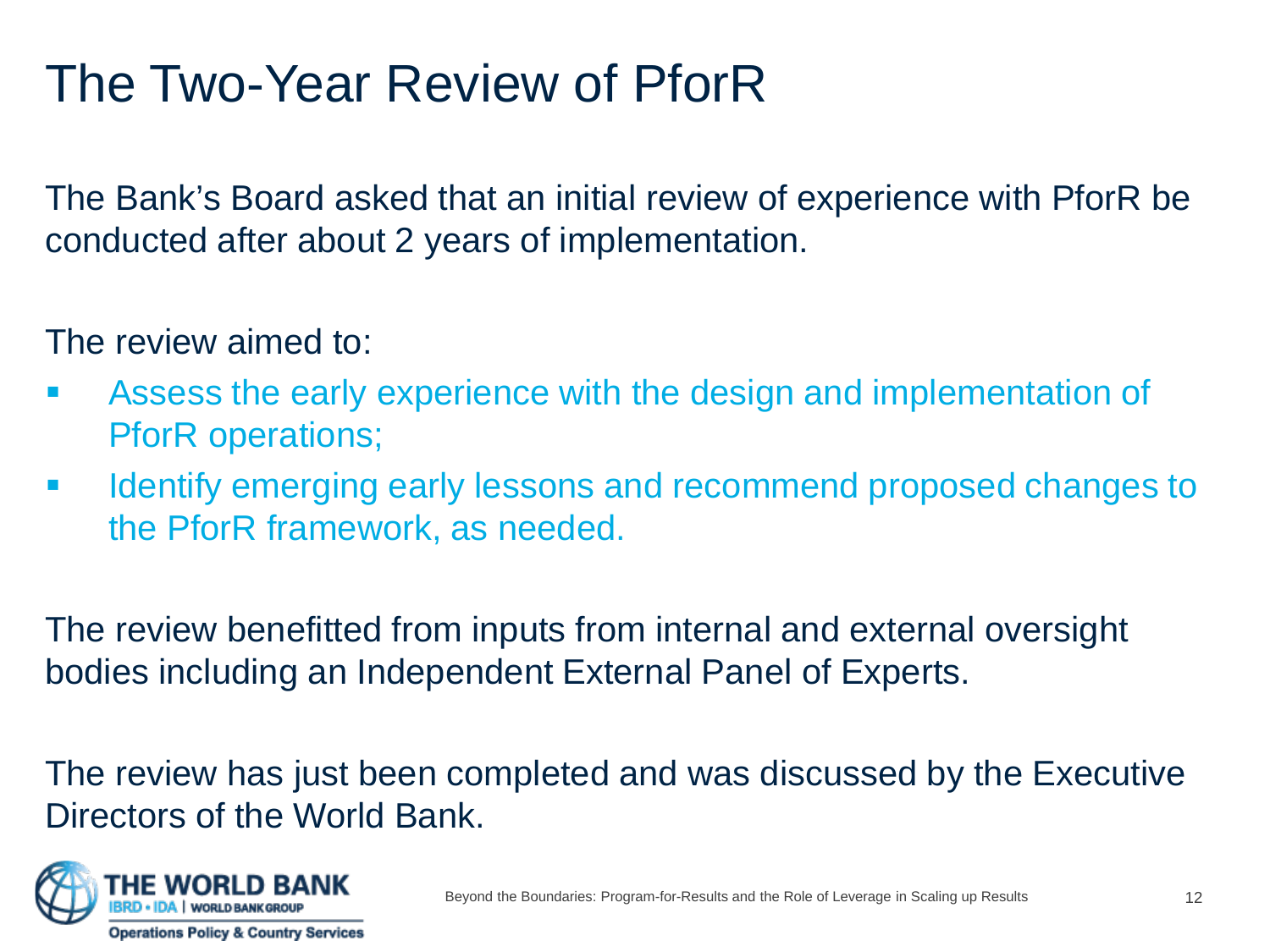# The Two-Year Review of PforR

The Bank's Board asked that an initial review of experience with PforR be conducted after about 2 years of implementation.

The review aimed to:

- Assess the early experience with the design and implementation of PforR operations;
- Identify emerging early lessons and recommend proposed changes to the PforR framework, as needed.

The review benefitted from inputs from internal and external oversight bodies including an Independent External Panel of Experts.

The review has just been completed and was discussed by the Executive Directors of the World Bank.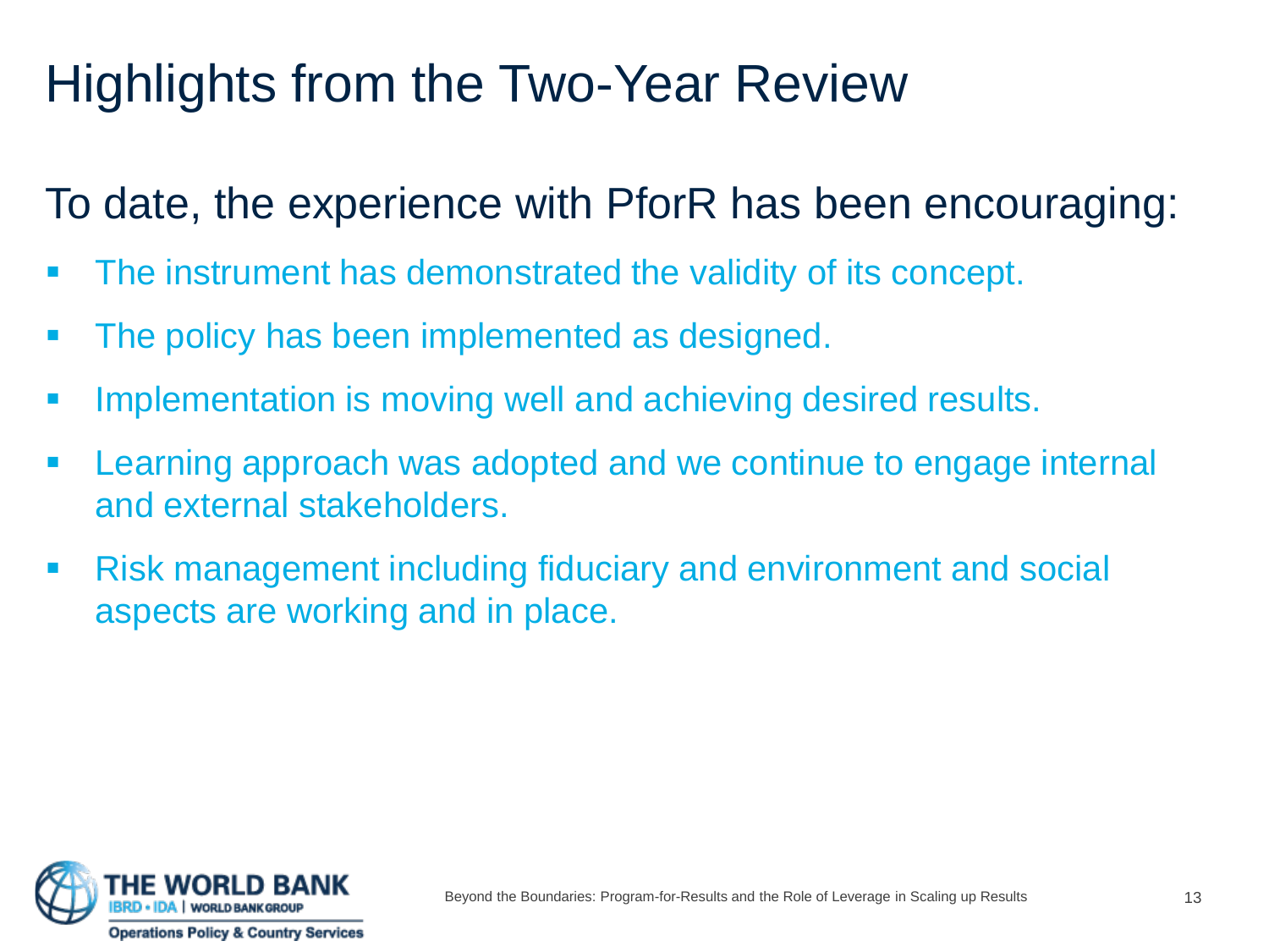# Highlights from the Two-Year Review

To date, the experience with PforR has been encouraging:

- The instrument has demonstrated the validity of its concept.
- The policy has been implemented as designed.
- Implementation is moving well and achieving desired results.
- Learning approach was adopted and we continue to engage internal and external stakeholders.
- Risk management including fiduciary and environment and social aspects are working and in place.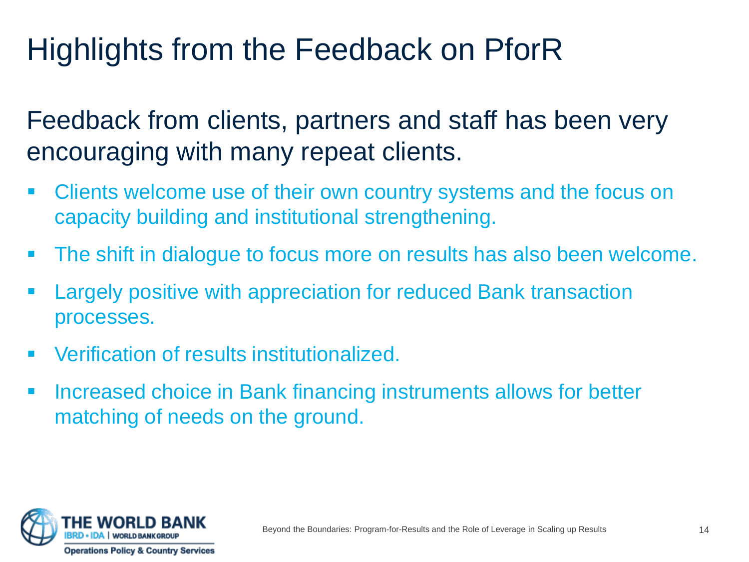# Highlights from the Feedback on PforR

Feedback from clients, partners and staff has been very encouraging with many repeat clients.

- Clients welcome use of their own country systems and the focus on capacity building and institutional strengthening.
- The shift in dialogue to focus more on results has also been welcome.
- Largely positive with appreciation for reduced Bank transaction processes.
- Verification of results institutionalized.
- Increased choice in Bank financing instruments allows for better matching of needs on the ground.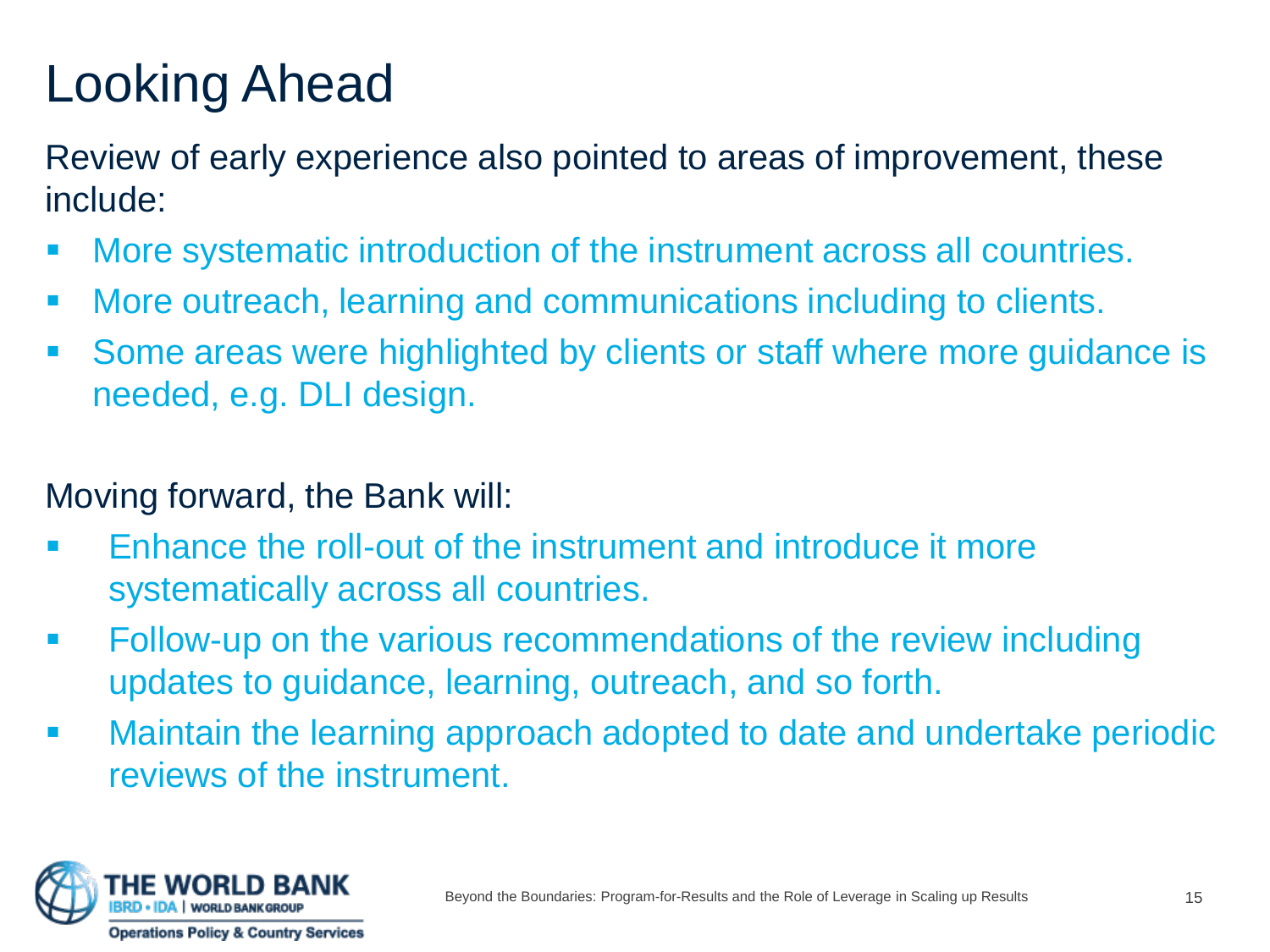# Looking Ahead

Review of early experience also pointed to areas of improvement, these include:

- More systematic introduction of the instrument across all countries.
- More outreach, learning and communications including to clients.
- Some areas were highlighted by clients or staff where more guidance is needed, e.g. DLI design.

Moving forward, the Bank will:

- Enhance the roll-out of the instrument and introduce it more systematically across all countries.
- Follow-up on the various recommendations of the review including updates to guidance, learning, outreach, and so forth.
- Maintain the learning approach adopted to date and undertake periodic reviews of the instrument.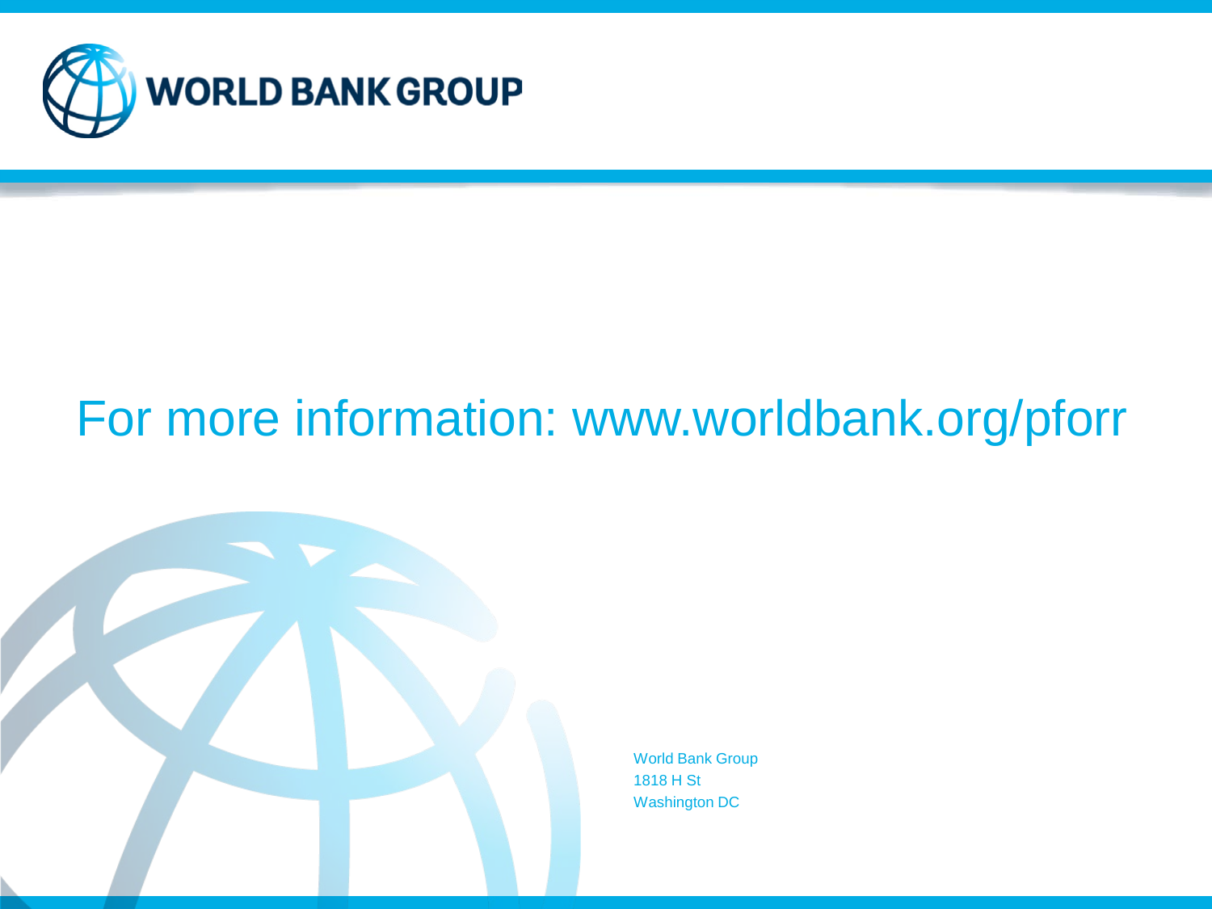WORLD BANK GROUP

For more information: www.worldbank.org/pforr

World Bank Group
1818 H St
Washington DC